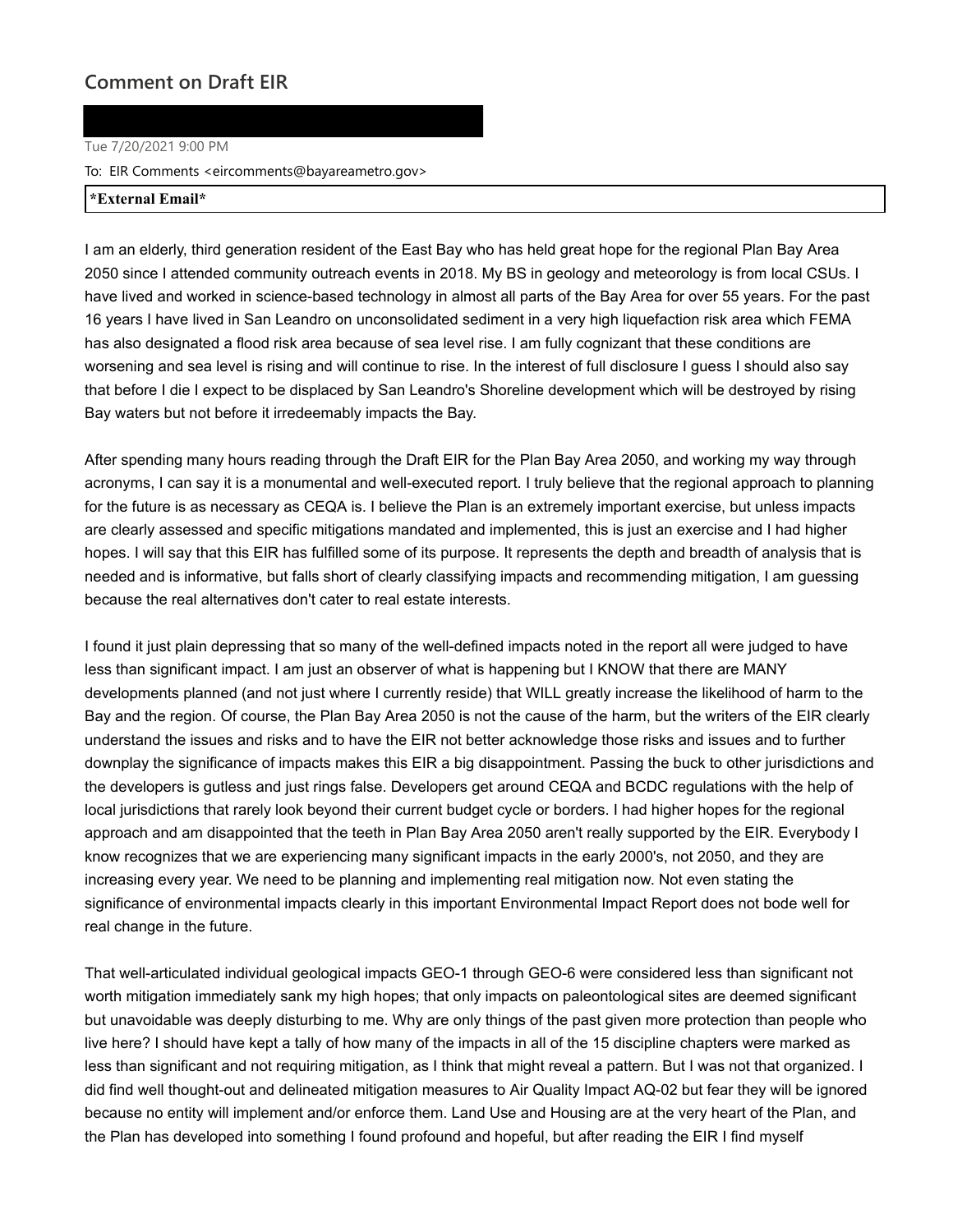## Comment on Draft EIR

Tue 7/20/2021 9:00 PM

To: EIR Comments <eircomments@bayareametro.gov>

**\*External Email\***

I am an elderly, third generation resident of the East Bay who has held great hope for the regional Plan Bay Area 2050 since I attended community outreach events in 2018. My BS in geology and meteorology is from local CSUs. I have lived and worked in science-based technology in almost all parts of the Bay Area for over 55 years. For the past 16 years I have lived in San Leandro on unconsolidated sediment in a very high liquefaction risk area which FEMA has also designated a flood risk area because of sea level rise. I am fully cognizant that these conditions are worsening and sea level is rising and will continue to rise. In the interest of full disclosure I guess I should also say that before I die I expect to be displaced by San Leandro's Shoreline development which will be destroyed by rising Bay waters but not before it irredeemably impacts the Bay.

After spending many hours reading through the Draft EIR for the Plan Bay Area 2050, and working my way through acronyms, I can say it is a monumental and well-executed report. I truly believe that the regional approach to planning for the future is as necessary as CEQA is. I believe the Plan is an extremely important exercise, but unless impacts are clearly assessed and specific mitigations mandated and implemented, this is just an exercise and I had higher hopes. I will say that this EIR has fulfilled some of its purpose. It represents the depth and breadth of analysis that is needed and is informative, but falls short of clearly classifying impacts and recommending mitigation, I am guessing because the real alternatives don't cater to real estate interests.

I found it just plain depressing that so many of the well-defined impacts noted in the report all were judged to have less than significant impact. I am just an observer of what is happening but I KNOW that there are MANY developments planned (and not just where I currently reside) that WILL greatly increase the likelihood of harm to the Bay and the region. Of course, the Plan Bay Area 2050 is not the cause of the harm, but the writers of the EIR clearly understand the issues and risks and to have the EIR not better acknowledge those risks and issues and to further downplay the significance of impacts makes this EIR a big disappointment. Passing the buck to other jurisdictions and the developers is gutless and just rings false. Developers get around CEQA and BCDC regulations with the help of local jurisdictions that rarely look beyond their current budget cycle or borders. I had higher hopes for the regional approach and am disappointed that the teeth in Plan Bay Area 2050 aren't really supported by the EIR. Everybody I know recognizes that we are experiencing many significant impacts in the early 2000's, not 2050, and they are increasing every year. We need to be planning and implementing real mitigation now. Not even stating the significance of environmental impacts clearly in this important Environmental Impact Report does not bode well for real change in the future.

That well-articulated individual geological impacts GEO-1 through GEO-6 were considered less than significant not worth mitigation immediately sank my high hopes; that only impacts on paleontological sites are deemed significant but unavoidable was deeply disturbing to me. Why are only things of the past given more protection than people who live here? I should have kept a tally of how many of the impacts in all of the 15 discipline chapters were marked as less than significant and not requiring mitigation, as I think that might reveal a pattern. But I was not that organized. I did find well thought-out and delineated mitigation measures to Air Quality Impact AQ-02 but fear they will be ignored because no entity will implement and/or enforce them. Land Use and Housing are at the very heart of the Plan, and the Plan has developed into something I found profound and hopeful, but after reading the EIR I find myself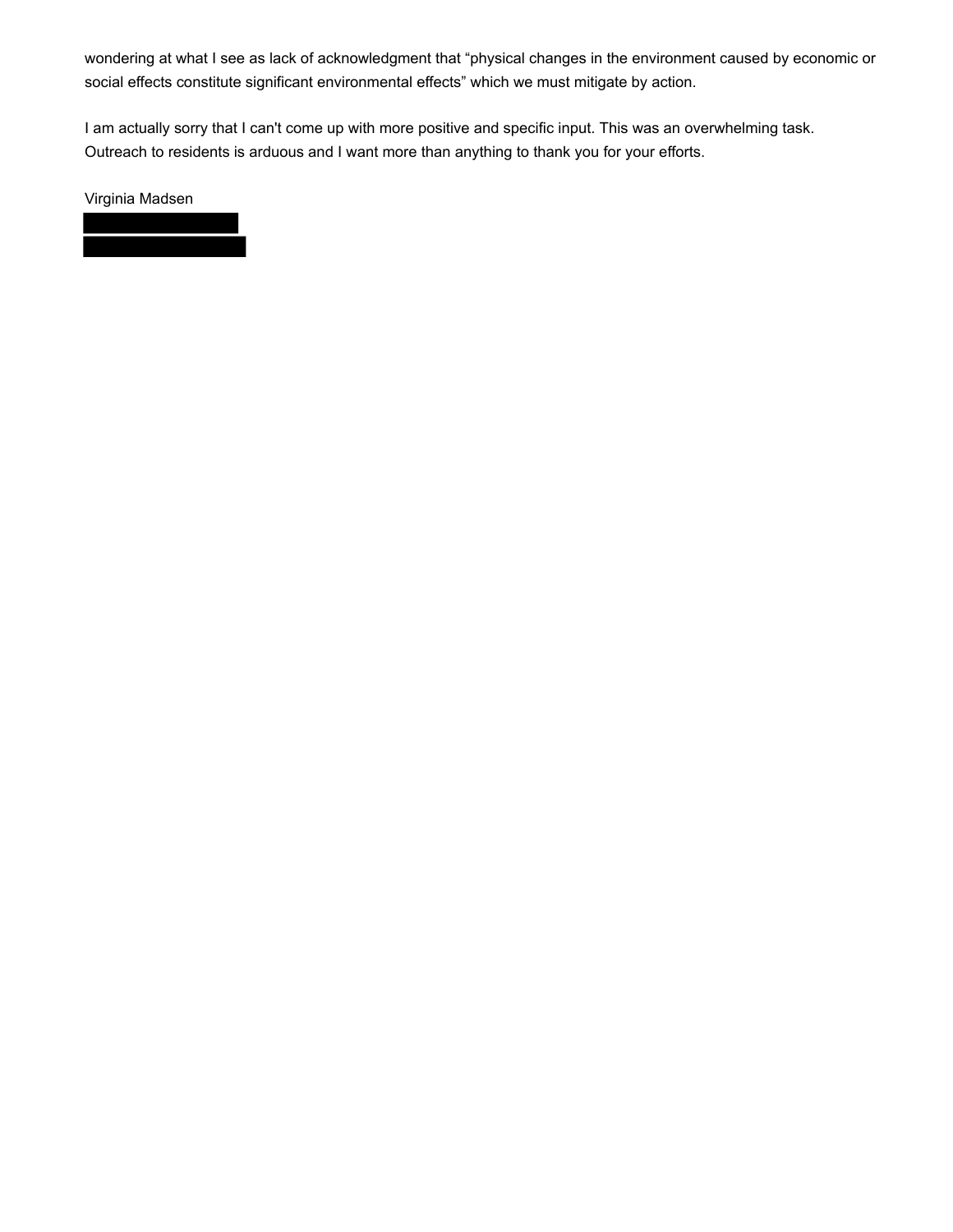wondering at what I see as lack of acknowledgment that “physical changes in the environment caused by economic or social effects constitute significant environmental effects” which we must mitigate by action.

I am actually sorry that I can't come up with more positive and specific input. This was an overwhelming task. Outreach to residents is arduous and I want more than anything to thank you for your efforts.

Virginia Madsen